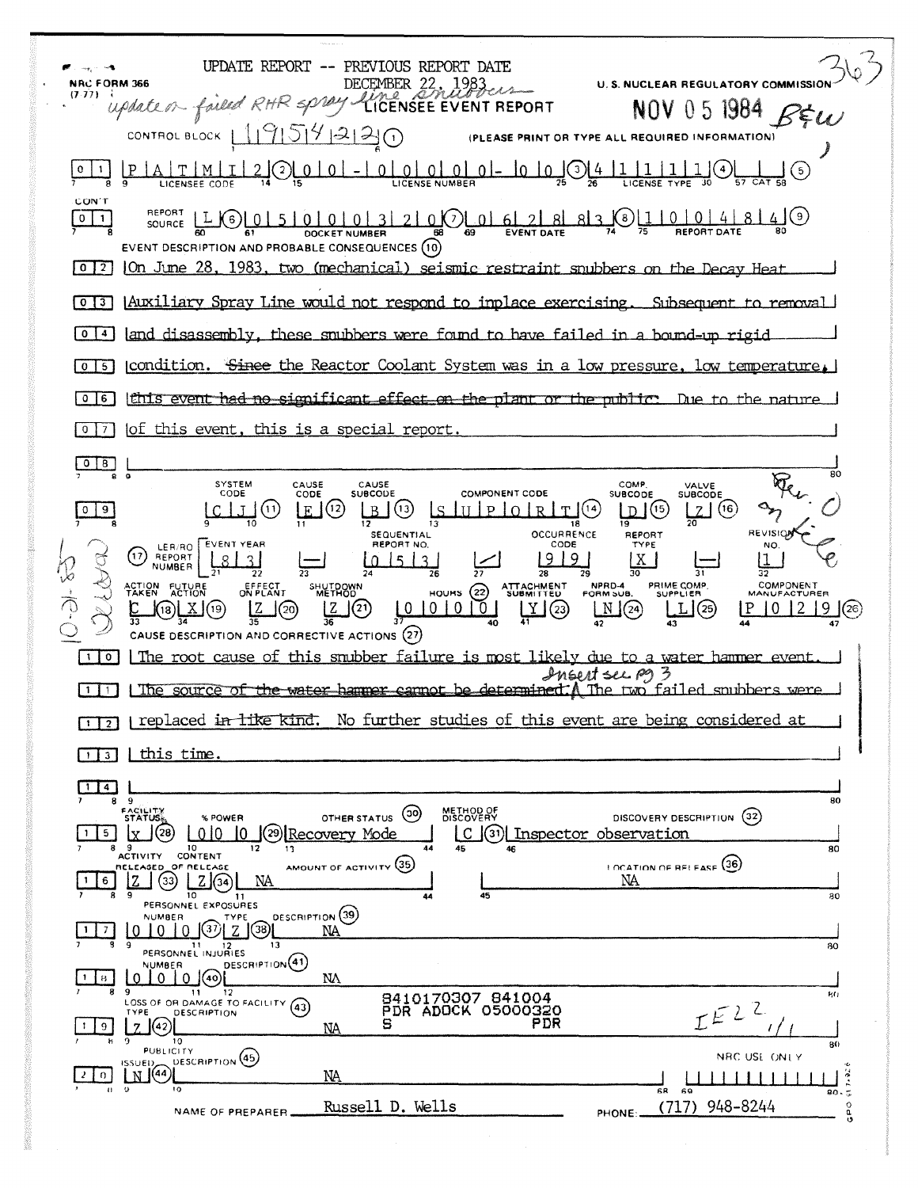UPDATE REPORT -- PREVIOUS REPORT DATE DECEMBER 22, 1983

NRC FORM 366 (7-77)

*update on failed RHR spray line snubbers*

U. S. NUCLEAR REGULATORY COMMISSION

**LICENSEE EVENT REPORT**

NOV 05 1984

CONTROL BLOCK: 1 9 5 4 2 2 (1) (PLEASE PRINT OR TYPE ALL REQUIRED INFORMATION)

| 0 1 | P A T M I 2 (2) | 0 0 - 0 0 0 0 0 - 0 0 (3) | 4 1 1 1 1 (4) | (5) |
|---|---|---|---|---|
| | LICENSEE CODE | LICENSE NUMBER | LICENSE TYPE | CAT |

CON'T

| 0 1 | REPORT SOURCE L (6) | 0 5 0 0 0 3 2 0 (7) | 0 6 2 8 8 3 (8) | 1 0 0 4 8 4 (9) |
|---|---|---|---|---|
| | | DOCKET NUMBER | EVENT DATE | REPORT DATE |

**EVENT DESCRIPTION AND PROBABLE CONSEQUENCES (10)**

On June 28, 1983, two (mechanical) seismic restraint snubbers on the Decay Heat Auxiliary Spray Line would not respond to inplace exercising. Subsequent to removal and disassembly, these snubbers were found to have failed in a bound-up rigid condition. ~~Since~~ the Reactor Coolant System was in a low pressure, low temperature, ~~this event had no significant effect on the plant or the public.~~ Due to the nature of this event, this is a special report.

| SYSTEM CODE | CAUSE CODE | CAUSE SUBCODE | COMPONENT CODE | COMP. SUBCODE | VALVE SUBCODE |
|---|---|---|---|---|---|
| C J (11) | E (12) | B (13) | S U P O R T (14) | D (15) | Z (16) |

*Rev. 0 on file*

| (17) LER/RO REPORT NUMBER | EVENT YEAR | | SEQUENTIAL REPORT NO. | | OCCURRENCE CODE | REPORT TYPE | | REVISION NO. |
|---|---|---|---|---|---|---|---|---|
| | 8 3 | — | 0 5 3 | / | 9 9 | X | — | 1 |

| ACTION TAKEN | FUTURE ACTION | EFFECT ON PLANT | SHUTDOWN METHOD | HOURS (22) | ATTACHMENT SUBMITTED | NPRD-4 FORM SUB. | PRIME COMP. SUPPLIER | COMPONENT MANUFACTURER |
|---|---|---|---|---|---|---|---|---|
| C (18) | X (19) | Z (20) | Z (21) | 0 0 0 0 | Y (23) | N (24) | L (25) | P 0 2 9 (26) |

**CAUSE DESCRIPTION AND CORRECTIVE ACTIONS (27)**

The root cause of this snubber failure is most likely due to a water hammer event. ~~The source of the water hammer cannot be determined.~~ *Insert see pg 3* The two failed snubbers were replaced ~~in like kind~~. No further studies of this event are being considered at this time.

| FACILITY STATUS | % POWER | OTHER STATUS (30) | METHOD OF DISCOVERY | DISCOVERY DESCRIPTION (32) |
|---|---|---|---|---|
| X (28) | 0 0 0 (29) | Recovery Mode | C (31) | Inspector observation |

| ACTIVITY RELEASED | CONTENT OF RELEASE | AMOUNT OF ACTIVITY (35) | LOCATION OF RELEASE (36) |
|---|---|---|---|
| Z (33) | Z (34) | NA | NA |

PERSONNEL EXPOSURES

| NUMBER | TYPE | DESCRIPTION (39) |
|---|---|---|
| 0 0 0 (37) | Z (38) | NA |

PERSONNEL INJURIES

| NUMBER | DESCRIPTION (41) |
|---|---|
| 0 0 0 (40) | NA |

LOSS OF OR DAMAGE TO FACILITY (43)

| TYPE | DESCRIPTION |
|---|---|
| Z (42) | NA |

8410170307 841004
PDR ADOCK 05000320
S PDR

PUBLICITY

| ISSUED | DESCRIPTION (45) |
|---|---|
| N (44) | NA |

NRC USE ONLY

NAME OF PREPARER: Russell D. Wells PHONE: (717) 948-8244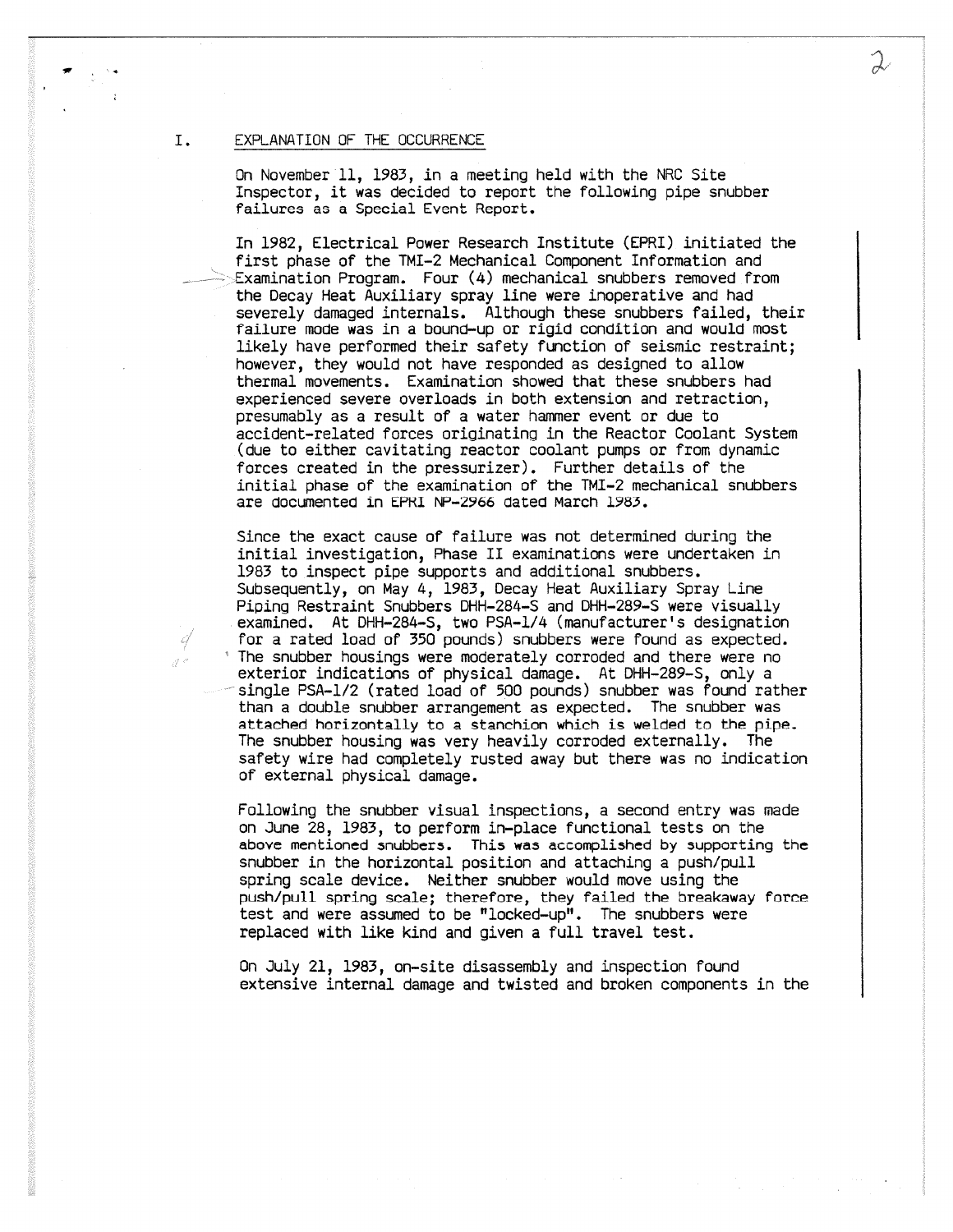## I. EXPLANATION OF THE OCCURRENCE

On November 11, 1983, in a meeting held with the NRC Site Inspector, it was decided to report the following pipe snubber failures as a Special Event Report.

In 1982, Electrical Power Research Institute (EPRI) initiated the first phase of the TMI-2 Mechanical Component Information and Examination Program. Four (4) mechanical snubbers removed from the Decay Heat Auxiliary spray line were inoperative and had severely damaged internals. Although these snubbers failed, their failure mode was in a bound-up or rigid condition and would most likely have performed their safety function of seismic restraint; however, they would not have responded as designed to allow thermal movements. Examination showed that these snubbers had experienced severe overloads in both extension and retraction, presumably as a result of a water hammer event or due to accident-related forces originating in the Reactor Coolant System (due to either cavitating reactor coolant pumps or from dynamic forces created in the pressurizer). Further details of the initial phase of the examination of the TMI-2 mechanical snubbers are documented in EPRI NP-2966 dated March 1983.

Since the exact cause of failure was not determined during the initial investigation, Phase II examinations were undertaken in 1983 to inspect pipe supports and additional snubbers. Subsequently, on May 4, 1983, Decay Heat Auxiliary Spray Line Piping Restraint Snubbers DHH-284-S and DHH-289-S were visually examined. At DHH-284-S, two PSA-1/4 (manufacturer's designation for a rated load of 350 pounds) snubbers were found as expected. The snubber housings were moderately corroded and there were no exterior indications of physical damage. At DHH-289-S, only a single PSA-1/2 (rated load of 500 pounds) snubber was found rather than a double snubber arrangement as expected. The snubber was attached horizontally to a stanchion which is welded to the pipe. The snubber housing was very heavily corroded externally. The safety wire had completely rusted away but there was no indication of external physical damage.

Following the snubber visual inspections, a second entry was made on June 28, 1983, to perform in-place functional tests on the above mentioned snubbers. This was accomplished by supporting the snubber in the horizontal position and attaching a push/pull spring scale device. Neither snubber would move using the push/pull spring scale; therefore, they failed the breakaway force test and were assumed to be "locked-up". The snubbers were replaced with like kind and given a full travel test.

On July 21, 1983, on-site disassembly and inspection found extensive internal damage and twisted and broken components in the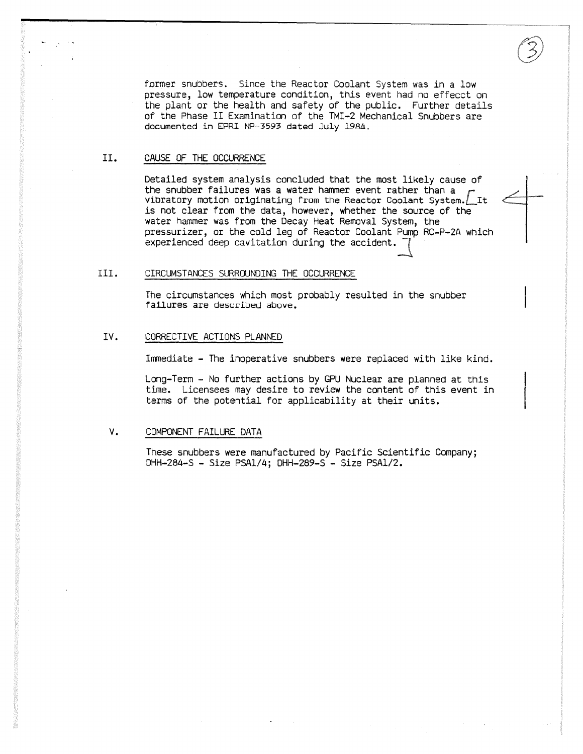former snubbers. Since the Reactor Coolant System was in a low pressure, low temperature condition, this event had no effecct on the plant or the health and safety of the public. Further details of the Phase II Examination of the TMI-2 Mechanical Snubbers are documented in EPRI NP-3593 dated July 1984.

## II. CAUSE OF THE OCCURRENCE

Detailed system analysis concluded that the most likely cause of the snubber failures was a water hammer event rather than a vibratory motion originating from the Reactor Coolant System. It is not clear from the data, however, whether the source of the water hammer was from the Decay Heat Removal System, the pressurizer, or the cold leg of Reactor Coolant Pump RC-P-2A which experienced deep cavitation during the accident.

## III. CIRCUMSTANCES SURROUNDING THE OCCURRENCE

The circumstances which most probably resulted in the snubber failures are described above.

## IV. CORRECTIVE ACTIONS PLANNED

Immediate - The inoperative snubbers were replaced with like kind.

Long-Term - No further actions by GPU Nuclear are planned at this time. Licensees may desire to review the content of this event in terms of the potential for applicability at their units.

## V. COMPONENT FAILURE DATA

These snubbers were manufactured by Pacific Scientific Company; DHH-284-S - Size PSA1/4; DHH-289-S - Size PSA1/2.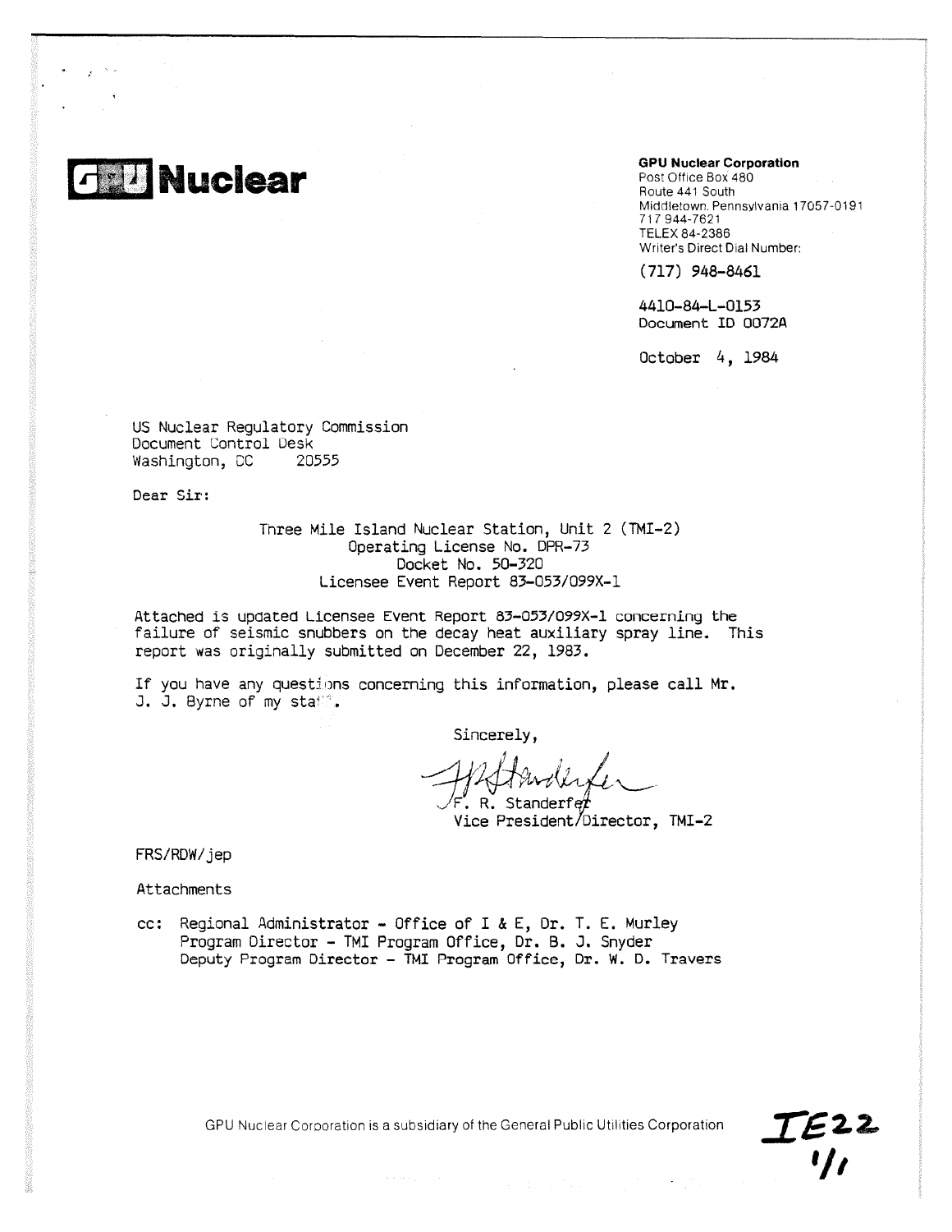# GPU Nuclear

**GPU Nuclear Corporation**
Post Office Box 480
Route 441 South
Middletown, Pennsylvania 17057-0191
717 944-7621
TELEX 84-2386
Writer's Direct Dial Number:

(717) 948-8461

4410-84-L-0153
Document ID 0072A

October 4, 1984

US Nuclear Regulatory Commission
Document Control Desk
Washington, DC 20555

Dear Sir:

Three Mile Island Nuclear Station, Unit 2 (TMI-2)
Operating License No. DPR-73
Docket No. 50-320
Licensee Event Report 83-053/099X-1

Attached is updated Licensee Event Report 83-053/099X-1 concerning the failure of seismic snubbers on the decay heat auxiliary spray line. This report was originally submitted on December 22, 1983.

If you have any questions concerning this information, please call Mr. J. J. Byrne of my staff.

Sincerely,

F. R. Standerfer
Vice President/Director, TMI-2

FRS/RDW/jep

Attachments

cc: Regional Administrator - Office of I & E, Dr. T. E. Murley
Program Director - TMI Program Office, Dr. B. J. Snyder
Deputy Program Director - TMI Program Office, Dr. W. D. Travers

GPU Nuclear Corporation is a subsidiary of the General Public Utilities Corporation

IE22
1/1